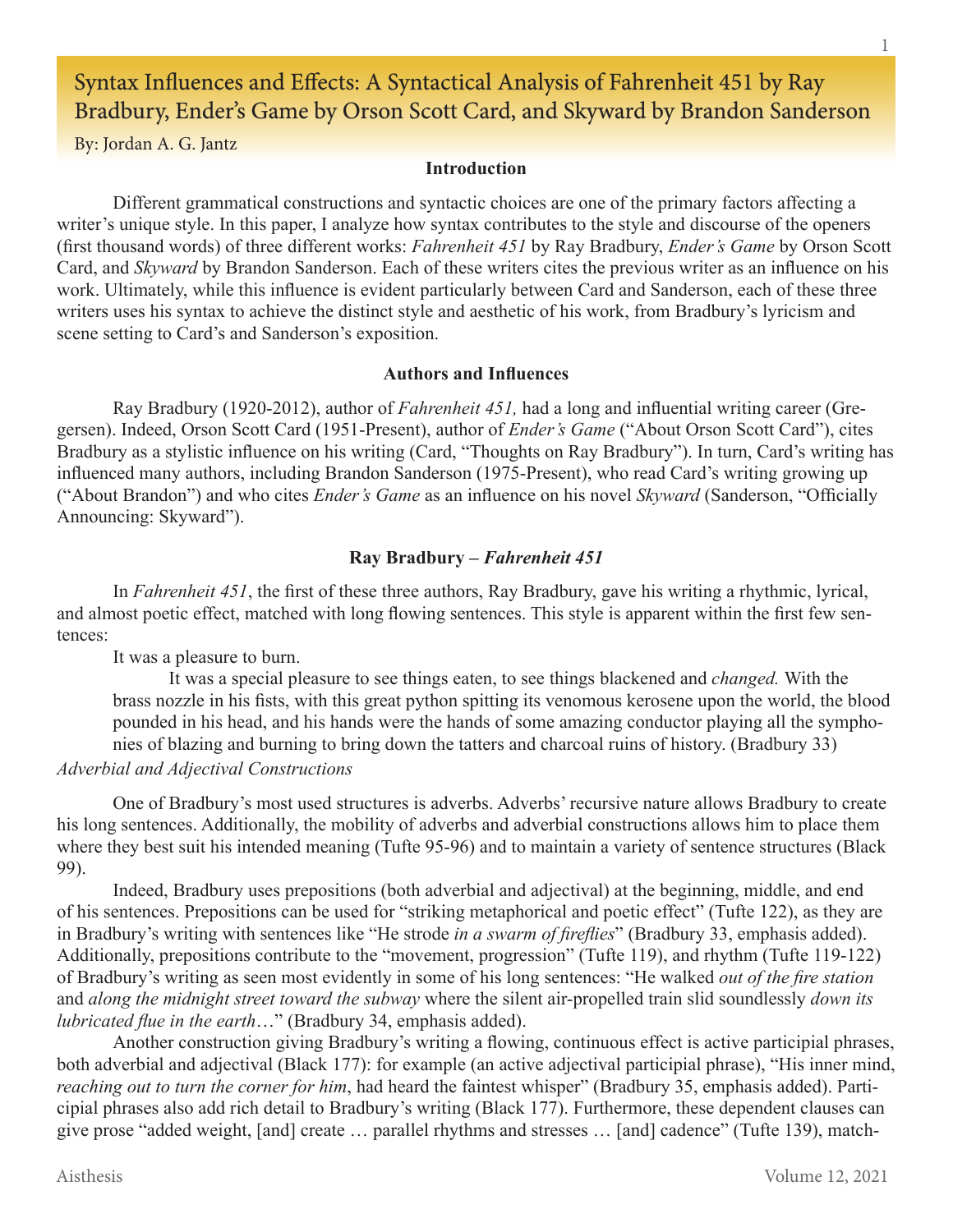# Syntax Influences and Effects: A Syntactical Analysis of Fahrenheit 451 by Ray Bradbury, Ender's Game by Orson Scott Card, and Skyward by Brandon Sanderson

By: Jordan A. G. Jantz

## Introduction

Different grammatical constructions and syntactic choices are one of the primary factors affecting a writer's unique style. In this paper, I analyze how syntax contributes to the style and discourse of the openers (first thousand words) of three different works: *Fahrenheit 451* by Ray Bradbury, *Ender's Game* by Orson Scott Card, and *Skyward* by Brandon Sanderson. Each of these writers cites the previous writer as an influence on his work. Ultimately, while this influence is evident particularly between Card and Sanderson, each of these three writers uses his syntax to achieve the distinct style and aesthetic of his work, from Bradbury's lyricism and scene setting to Card's and Sanderson's exposition.

## Authors and Influences

Ray Bradbury (1920-2012), author of *Fahrenheit 451,* had a long and influential writing career (Gregersen). Indeed, Orson Scott Card (1951-Present), author of *Ender's Game* ("About Orson Scott Card"), cites Bradbury as a stylistic influence on his writing (Card, "Thoughts on Ray Bradbury"). In turn, Card's writing has influenced many authors, including Brandon Sanderson (1975-Present), who read Card's writing growing up ("About Brandon") and who cites *Ender's Game* as an influence on his novel *Skyward* (Sanderson, "Officially Announcing: Skyward").

## Ray Bradbury – *Fahrenheit 451*

In *Fahrenheit 451*, the first of these three authors, Ray Bradbury, gave his writing a rhythmic, lyrical, and almost poetic effect, matched with long flowing sentences. This style is apparent within the first few sentences:

> It was a pleasure to burn.
>
> It was a special pleasure to see things eaten, to see things blackened and *changed.* With the brass nozzle in his fists, with this great python spitting its venomous kerosene upon the world, the blood pounded in his head, and his hands were the hands of some amazing conductor playing all the symphonies of blazing and burning to bring down the tatters and charcoal ruins of history. (Bradbury 33)

### *Adverbial and Adjectival Constructions*

One of Bradbury's most used structures is adverbs. Adverbs' recursive nature allows Bradbury to create his long sentences. Additionally, the mobility of adverbs and adverbial constructions allows him to place them where they best suit his intended meaning (Tufte 95-96) and to maintain a variety of sentence structures (Black 99).

Indeed, Bradbury uses prepositions (both adverbial and adjectival) at the beginning, middle, and end of his sentences. Prepositions can be used for "striking metaphorical and poetic effect" (Tufte 122), as they are in Bradbury's writing with sentences like "He strode *in a swarm of fireflies*" (Bradbury 33, emphasis added). Additionally, prepositions contribute to the "movement, progression" (Tufte 119), and rhythm (Tufte 119-122) of Bradbury's writing as seen most evidently in some of his long sentences: "He walked *out of the fire station* and *along the midnight street toward the subway* where the silent air-propelled train slid soundlessly *down its lubricated flue in the earth*…" (Bradbury 34, emphasis added).

Another construction giving Bradbury's writing a flowing, continuous effect is active participial phrases, both adverbial and adjectival (Black 177): for example (an active adjectival participial phrase), "His inner mind, *reaching out to turn the corner for him*, had heard the faintest whisper" (Bradbury 35, emphasis added). Participial phrases also add rich detail to Bradbury's writing (Black 177). Furthermore, these dependent clauses can give prose "added weight, [and] create … parallel rhythms and stresses … [and] cadence" (Tufte 139), match-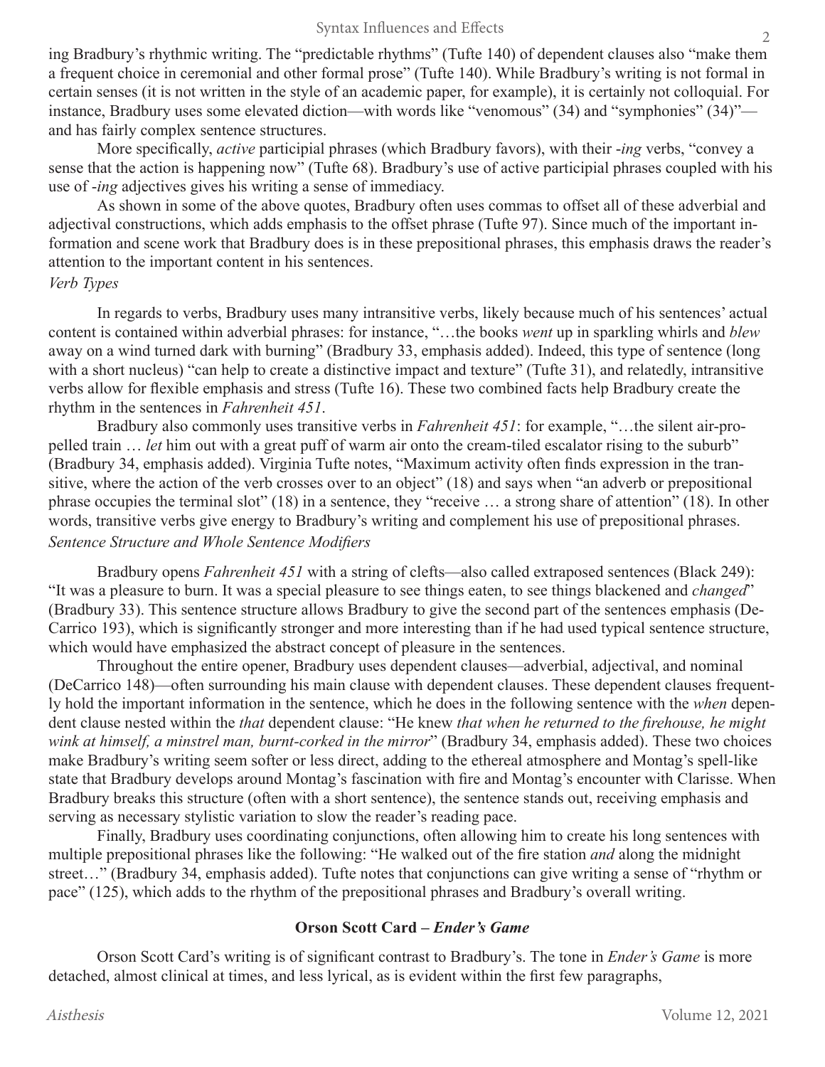ing Bradbury's rhythmic writing. The "predictable rhythms" (Tufte 140) of dependent clauses also "make them a frequent choice in ceremonial and other formal prose" (Tufte 140). While Bradbury's writing is not formal in certain senses (it is not written in the style of an academic paper, for example), it is certainly not colloquial. For instance, Bradbury uses some elevated diction—with words like "venomous" (34) and "symphonies" (34)"—and has fairly complex sentence structures.

More specifically, *active* participial phrases (which Bradbury favors), with their *-ing* verbs, "convey a sense that the action is happening now" (Tufte 68). Bradbury's use of active participial phrases coupled with his use of *-ing* adjectives gives his writing a sense of immediacy.

As shown in some of the above quotes, Bradbury often uses commas to offset all of these adverbial and adjectival constructions, which adds emphasis to the offset phrase (Tufte 97). Since much of the important information and scene work that Bradbury does is in these prepositional phrases, this emphasis draws the reader's attention to the important content in his sentences.

*Verb Types*

In regards to verbs, Bradbury uses many intransitive verbs, likely because much of his sentences' actual content is contained within adverbial phrases: for instance, "…the books *went* up in sparkling whirls and *blew* away on a wind turned dark with burning" (Bradbury 33, emphasis added). Indeed, this type of sentence (long with a short nucleus) "can help to create a distinctive impact and texture" (Tufte 31), and relatedly, intransitive verbs allow for flexible emphasis and stress (Tufte 16). These two combined facts help Bradbury create the rhythm in the sentences in *Fahrenheit 451*.

Bradbury also commonly uses transitive verbs in *Fahrenheit 451*: for example, "…the silent air-propelled train … *let* him out with a great puff of warm air onto the cream-tiled escalator rising to the suburb" (Bradbury 34, emphasis added). Virginia Tufte notes, "Maximum activity often finds expression in the transitive, where the action of the verb crosses over to an object" (18) and says when "an adverb or prepositional phrase occupies the terminal slot" (18) in a sentence, they "receive … a strong share of attention" (18). In other words, transitive verbs give energy to Bradbury's writing and complement his use of prepositional phrases.

*Sentence Structure and Whole Sentence Modifiers*

Bradbury opens *Fahrenheit 451* with a string of clefts—also called extraposed sentences (Black 249): "It was a pleasure to burn. It was a special pleasure to see things eaten, to see things blackened and *changed*" (Bradbury 33). This sentence structure allows Bradbury to give the second part of the sentences emphasis (DeCarrico 193), which is significantly stronger and more interesting than if he had used typical sentence structure, which would have emphasized the abstract concept of pleasure in the sentences.

Throughout the entire opener, Bradbury uses dependent clauses—adverbial, adjectival, and nominal (DeCarrico 148)—often surrounding his main clause with dependent clauses. These dependent clauses frequently hold the important information in the sentence, which he does in the following sentence with the *when* dependent clause nested within the *that* dependent clause: "He knew *that when he returned to the firehouse, he might wink at himself, a minstrel man, burnt-corked in the mirror*" (Bradbury 34, emphasis added). These two choices make Bradbury's writing seem softer or less direct, adding to the ethereal atmosphere and Montag's spell-like state that Bradbury develops around Montag's fascination with fire and Montag's encounter with Clarisse. When Bradbury breaks this structure (often with a short sentence), the sentence stands out, receiving emphasis and serving as necessary stylistic variation to slow the reader's reading pace.

Finally, Bradbury uses coordinating conjunctions, often allowing him to create his long sentences with multiple prepositional phrases like the following: "He walked out of the fire station *and* along the midnight street…" (Bradbury 34, emphasis added). Tufte notes that conjunctions can give writing a sense of "rhythm or pace" (125), which adds to the rhythm of the prepositional phrases and Bradbury's overall writing.

**Orson Scott Card – *Ender's Game***

Orson Scott Card's writing is of significant contrast to Bradbury's. The tone in *Ender's Game* is more detached, almost clinical at times, and less lyrical, as is evident within the first few paragraphs,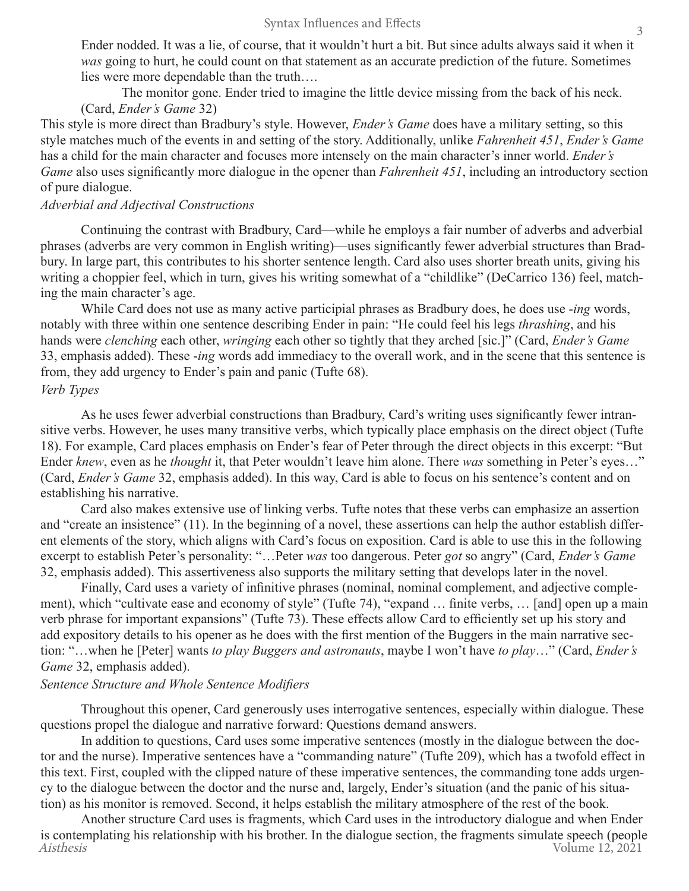> Ender nodded. It was a lie, of course, that it wouldn't hurt a bit. But since adults always said it when it *was* going to hurt, he could count on that statement as an accurate prediction of the future. Sometimes lies were more dependable than the truth….
>
> The monitor gone. Ender tried to imagine the little device missing from the back of his neck. (Card, *Ender's Game* 32)

This style is more direct than Bradbury's style. However, *Ender's Game* does have a military setting, so this style matches much of the events in and setting of the story. Additionally, unlike *Fahrenheit 451*, *Ender's Game* has a child for the main character and focuses more intensely on the main character's inner world. *Ender's Game* also uses significantly more dialogue in the opener than *Fahrenheit 451*, including an introductory section of pure dialogue.

*Adverbial and Adjectival Constructions*

Continuing the contrast with Bradbury, Card—while he employs a fair number of adverbs and adverbial phrases (adverbs are very common in English writing)—uses significantly fewer adverbial structures than Bradbury. In large part, this contributes to his shorter sentence length. Card also uses shorter breath units, giving his writing a choppier feel, which in turn, gives his writing somewhat of a "childlike" (DeCarrico 136) feel, matching the main character's age.

While Card does not use as many active participial phrases as Bradbury does, he does use -*ing* words, notably with three within one sentence describing Ender in pain: "He could feel his legs *thrashing*, and his hands were *clenching* each other, *wringing* each other so tightly that they arched [sic.]" (Card, *Ender's Game* 33, emphasis added). These -*ing* words add immediacy to the overall work, and in the scene that this sentence is from, they add urgency to Ender's pain and panic (Tufte 68).

*Verb Types*

As he uses fewer adverbial constructions than Bradbury, Card's writing uses significantly fewer intransitive verbs. However, he uses many transitive verbs, which typically place emphasis on the direct object (Tufte 18). For example, Card places emphasis on Ender's fear of Peter through the direct objects in this excerpt: "But Ender *knew*, even as he *thought* it, that Peter wouldn't leave him alone. There *was* something in Peter's eyes…" (Card, *Ender's Game* 32, emphasis added). In this way, Card is able to focus on his sentence's content and on establishing his narrative.

Card also makes extensive use of linking verbs. Tufte notes that these verbs can emphasize an assertion and "create an insistence" (11). In the beginning of a novel, these assertions can help the author establish different elements of the story, which aligns with Card's focus on exposition. Card is able to use this in the following excerpt to establish Peter's personality: "…Peter *was* too dangerous. Peter *got* so angry" (Card, *Ender's Game* 32, emphasis added). This assertiveness also supports the military setting that develops later in the novel.

Finally, Card uses a variety of infinitive phrases (nominal, nominal complement, and adjective complement), which "cultivate ease and economy of style" (Tufte 74), "expand … finite verbs, … [and] open up a main verb phrase for important expansions" (Tufte 73). These effects allow Card to efficiently set up his story and add expository details to his opener as he does with the first mention of the Buggers in the main narrative section: "…when he [Peter] wants *to play Buggers and astronauts*, maybe I won't have *to play*…" (Card, *Ender's Game* 32, emphasis added).

*Sentence Structure and Whole Sentence Modifiers*

Throughout this opener, Card generously uses interrogative sentences, especially within dialogue. These questions propel the dialogue and narrative forward: Questions demand answers.

In addition to questions, Card uses some imperative sentences (mostly in the dialogue between the doctor and the nurse). Imperative sentences have a "commanding nature" (Tufte 209), which has a twofold effect in this text. First, coupled with the clipped nature of these imperative sentences, the commanding tone adds urgency to the dialogue between the doctor and the nurse and, largely, Ender's situation (and the panic of his situation) as his monitor is removed. Second, it helps establish the military atmosphere of the rest of the book.

Another structure Card uses is fragments, which Card uses in the introductory dialogue and when Ender is contemplating his relationship with his brother. In the dialogue section, the fragments simulate speech (people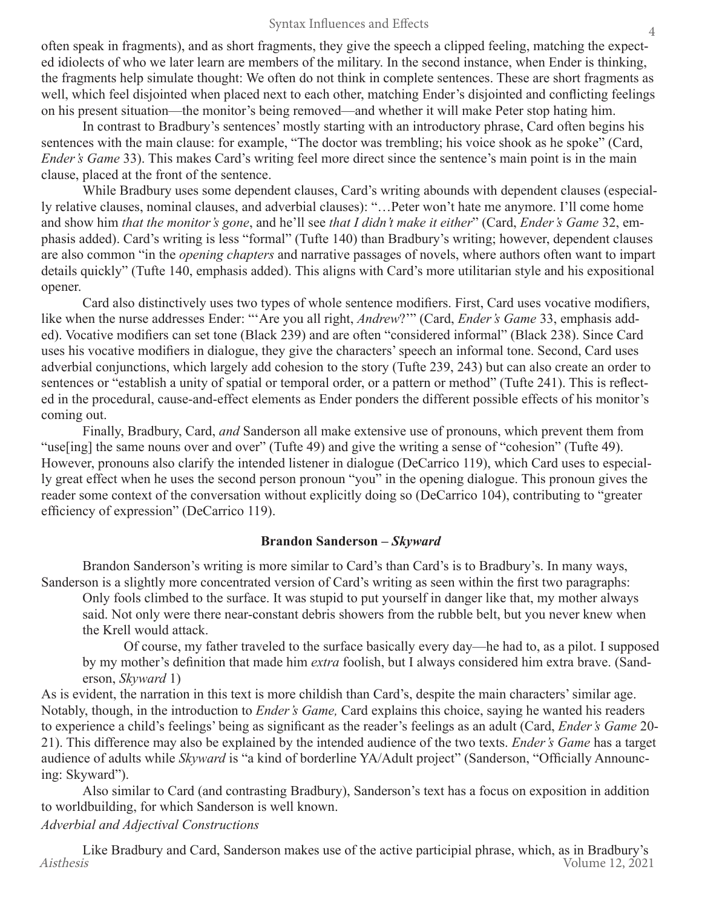often speak in fragments), and as short fragments, they give the speech a clipped feeling, matching the expected idiolects of who we later learn are members of the military. In the second instance, when Ender is thinking, the fragments help simulate thought: We often do not think in complete sentences. These are short fragments as well, which feel disjointed when placed next to each other, matching Ender's disjointed and conflicting feelings on his present situation—the monitor's being removed—and whether it will make Peter stop hating him.

In contrast to Bradbury's sentences' mostly starting with an introductory phrase, Card often begins his sentences with the main clause: for example, "The doctor was trembling; his voice shook as he spoke" (Card, *Ender's Game* 33). This makes Card's writing feel more direct since the sentence's main point is in the main clause, placed at the front of the sentence.

While Bradbury uses some dependent clauses, Card's writing abounds with dependent clauses (especially relative clauses, nominal clauses, and adverbial clauses): "…Peter won't hate me anymore. I'll come home and show him *that the monitor's gone*, and he'll see *that I didn't make it either*" (Card, *Ender's Game* 32, emphasis added). Card's writing is less "formal" (Tufte 140) than Bradbury's writing; however, dependent clauses are also common "in the *opening chapters* and narrative passages of novels, where authors often want to impart details quickly" (Tufte 140, emphasis added). This aligns with Card's more utilitarian style and his expositional opener.

Card also distinctively uses two types of whole sentence modifiers. First, Card uses vocative modifiers, like when the nurse addresses Ender: "'Are you all right, *Andrew*?'" (Card, *Ender's Game* 33, emphasis added). Vocative modifiers can set tone (Black 239) and are often "considered informal" (Black 238). Since Card uses his vocative modifiers in dialogue, they give the characters' speech an informal tone. Second, Card uses adverbial conjunctions, which largely add cohesion to the story (Tufte 239, 243) but can also create an order to sentences or "establish a unity of spatial or temporal order, or a pattern or method" (Tufte 241). This is reflected in the procedural, cause-and-effect elements as Ender ponders the different possible effects of his monitor's coming out.

Finally, Bradbury, Card, *and* Sanderson all make extensive use of pronouns, which prevent them from "use[ing] the same nouns over and over" (Tufte 49) and give the writing a sense of "cohesion" (Tufte 49). However, pronouns also clarify the intended listener in dialogue (DeCarrico 119), which Card uses to especially great effect when he uses the second person pronoun "you" in the opening dialogue. This pronoun gives the reader some context of the conversation without explicitly doing so (DeCarrico 104), contributing to "greater efficiency of expression" (DeCarrico 119).

**Brandon Sanderson – *Skyward***

Brandon Sanderson's writing is more similar to Card's than Card's is to Bradbury's. In many ways, Sanderson is a slightly more concentrated version of Card's writing as seen within the first two paragraphs:

> Only fools climbed to the surface. It was stupid to put yourself in danger like that, my mother always said. Not only were there near-constant debris showers from the rubble belt, but you never knew when the Krell would attack.
>
> Of course, my father traveled to the surface basically every day—he had to, as a pilot. I supposed by my mother's definition that made him *extra* foolish, but I always considered him extra brave. (Sanderson, *Skyward* 1)

As is evident, the narration in this text is more childish than Card's, despite the main characters' similar age. Notably, though, in the introduction to *Ender's Game,* Card explains this choice, saying he wanted his readers to experience a child's feelings' being as significant as the reader's feelings as an adult (Card, *Ender's Game* 20-21). This difference may also be explained by the intended audience of the two texts. *Ender's Game* has a target audience of adults while *Skyward* is "a kind of borderline YA/Adult project" (Sanderson, "Officially Announcing: Skyward").

Also similar to Card (and contrasting Bradbury), Sanderson's text has a focus on exposition in addition to worldbuilding, for which Sanderson is well known.

*Adverbial and Adjectival Constructions*

Like Bradbury and Card, Sanderson makes use of the active participial phrase, which, as in Bradbury's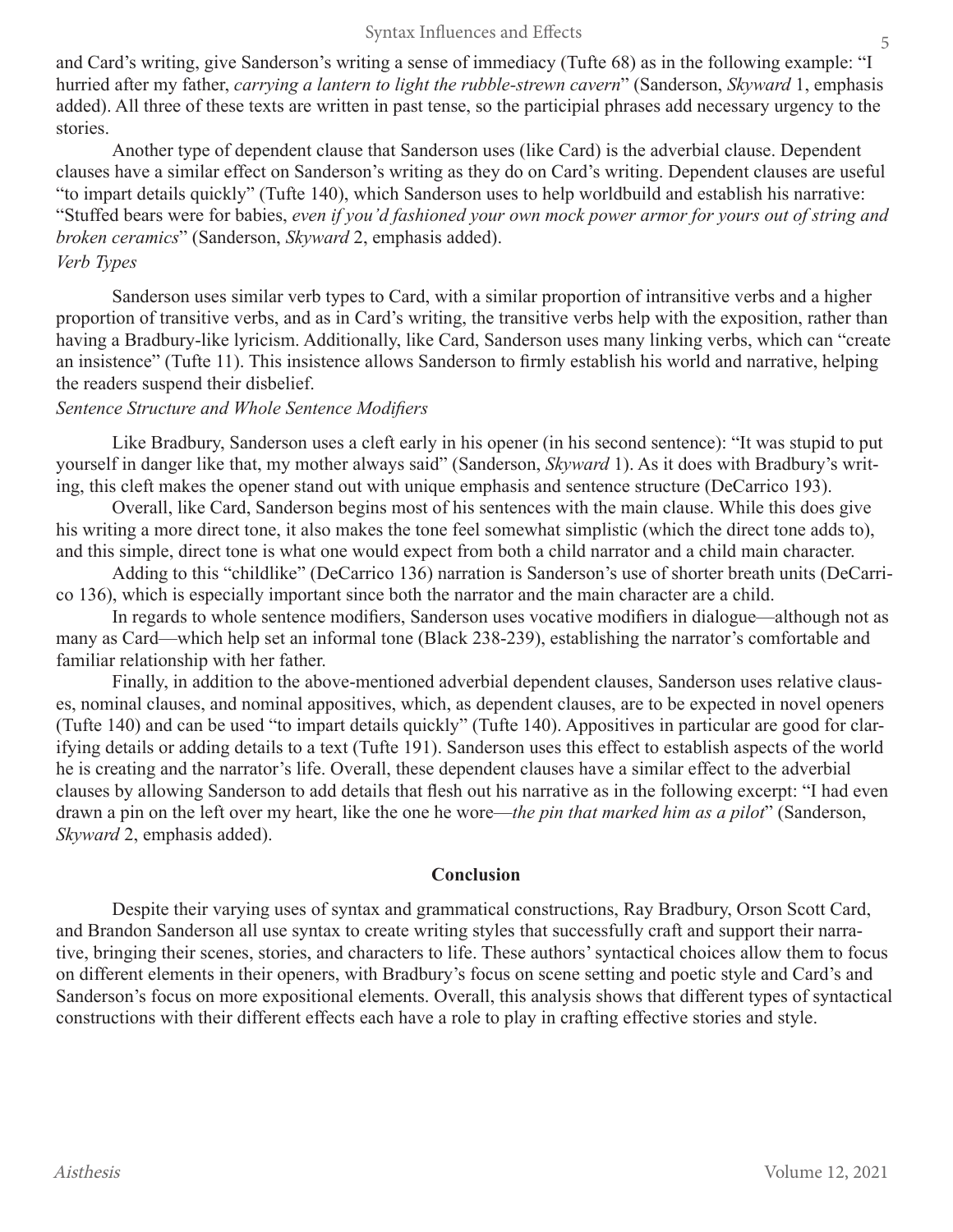and Card's writing, give Sanderson's writing a sense of immediacy (Tufte 68) as in the following example: "I hurried after my father, *carrying a lantern to light the rubble-strewn cavern*" (Sanderson, *Skyward* 1, emphasis added). All three of these texts are written in past tense, so the participial phrases add necessary urgency to the stories.

Another type of dependent clause that Sanderson uses (like Card) is the adverbial clause. Dependent clauses have a similar effect on Sanderson's writing as they do on Card's writing. Dependent clauses are useful "to impart details quickly" (Tufte 140), which Sanderson uses to help worldbuild and establish his narrative: "Stuffed bears were for babies, *even if you'd fashioned your own mock power armor for yours out of string and broken ceramics*" (Sanderson, *Skyward* 2, emphasis added).

*Verb Types*

Sanderson uses similar verb types to Card, with a similar proportion of intransitive verbs and a higher proportion of transitive verbs, and as in Card's writing, the transitive verbs help with the exposition, rather than having a Bradbury-like lyricism. Additionally, like Card, Sanderson uses many linking verbs, which can "create an insistence" (Tufte 11). This insistence allows Sanderson to firmly establish his world and narrative, helping the readers suspend their disbelief.

*Sentence Structure and Whole Sentence Modifiers*

Like Bradbury, Sanderson uses a cleft early in his opener (in his second sentence): "It was stupid to put yourself in danger like that, my mother always said" (Sanderson, *Skyward* 1). As it does with Bradbury's writing, this cleft makes the opener stand out with unique emphasis and sentence structure (DeCarrico 193).

Overall, like Card, Sanderson begins most of his sentences with the main clause. While this does give his writing a more direct tone, it also makes the tone feel somewhat simplistic (which the direct tone adds to), and this simple, direct tone is what one would expect from both a child narrator and a child main character.

Adding to this "childlike" (DeCarrico 136) narration is Sanderson's use of shorter breath units (DeCarrico 136), which is especially important since both the narrator and the main character are a child.

In regards to whole sentence modifiers, Sanderson uses vocative modifiers in dialogue—although not as many as Card—which help set an informal tone (Black 238-239), establishing the narrator's comfortable and familiar relationship with her father.

Finally, in addition to the above-mentioned adverbial dependent clauses, Sanderson uses relative clauses, nominal clauses, and nominal appositives, which, as dependent clauses, are to be expected in novel openers (Tufte 140) and can be used "to impart details quickly" (Tufte 140). Appositives in particular are good for clarifying details or adding details to a text (Tufte 191). Sanderson uses this effect to establish aspects of the world he is creating and the narrator's life. Overall, these dependent clauses have a similar effect to the adverbial clauses by allowing Sanderson to add details that flesh out his narrative as in the following excerpt: "I had even drawn a pin on the left over my heart, like the one he wore—*the pin that marked him as a pilot*" (Sanderson, *Skyward* 2, emphasis added).

## Conclusion

Despite their varying uses of syntax and grammatical constructions, Ray Bradbury, Orson Scott Card, and Brandon Sanderson all use syntax to create writing styles that successfully craft and support their narrative, bringing their scenes, stories, and characters to life. These authors' syntactical choices allow them to focus on different elements in their openers, with Bradbury's focus on scene setting and poetic style and Card's and Sanderson's focus on more expositional elements. Overall, this analysis shows that different types of syntactical constructions with their different effects each have a role to play in crafting effective stories and style.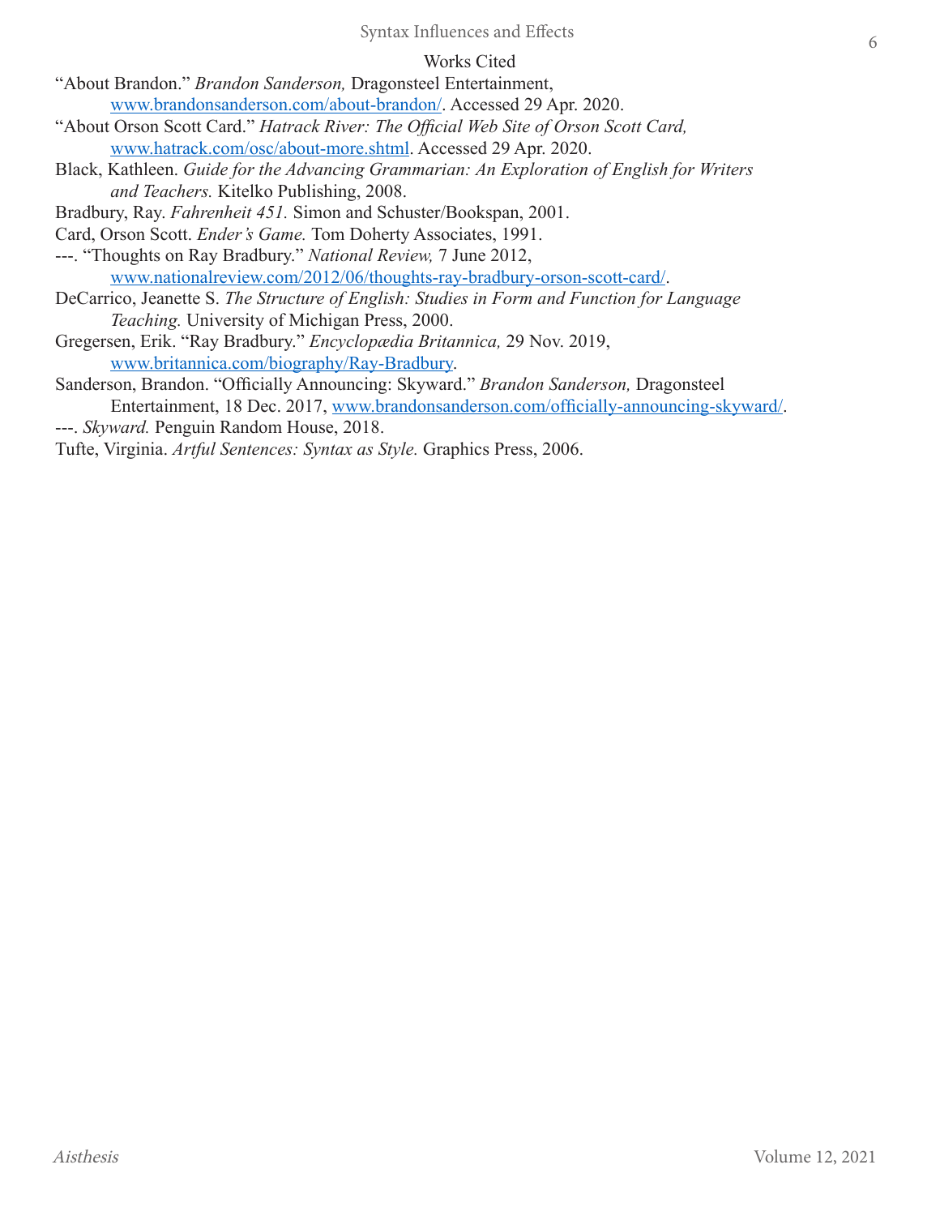## Works Cited

"About Brandon." *Brandon Sanderson,* Dragonsteel Entertainment, www.brandonsanderson.com/about-brandon/. Accessed 29 Apr. 2020.

"About Orson Scott Card." *Hatrack River: The Official Web Site of Orson Scott Card,* www.hatrack.com/osc/about-more.shtml. Accessed 29 Apr. 2020.

Black, Kathleen. *Guide for the Advancing Grammarian: An Exploration of English for Writers and Teachers.* Kitelko Publishing, 2008.

Bradbury, Ray. *Fahrenheit 451.* Simon and Schuster/Bookspan, 2001.

Card, Orson Scott. *Ender's Game.* Tom Doherty Associates, 1991.

---. "Thoughts on Ray Bradbury." *National Review,* 7 June 2012, www.nationalreview.com/2012/06/thoughts-ray-bradbury-orson-scott-card/.

DeCarrico, Jeanette S. *The Structure of English: Studies in Form and Function for Language Teaching.* University of Michigan Press, 2000.

Gregersen, Erik. "Ray Bradbury." *Encyclopædia Britannica,* 29 Nov. 2019, www.britannica.com/biography/Ray-Bradbury.

Sanderson, Brandon. "Officially Announcing: Skyward." *Brandon Sanderson,* Dragonsteel Entertainment, 18 Dec. 2017, www.brandonsanderson.com/officially-announcing-skyward/.

---. *Skyward.* Penguin Random House, 2018.

Tufte, Virginia. *Artful Sentences: Syntax as Style.* Graphics Press, 2006.